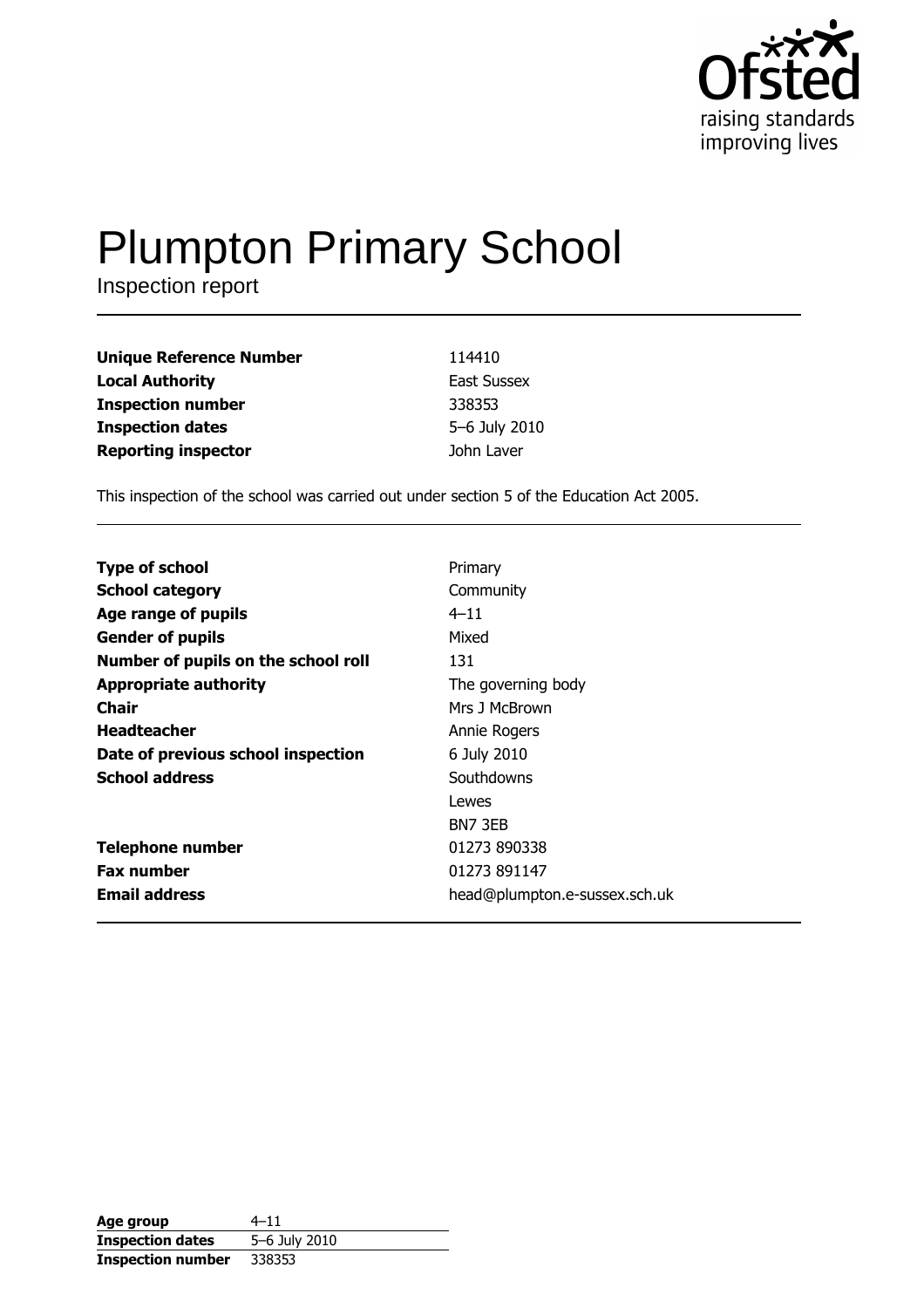Ofsted
raising standards
improving lives

# Plumpton Primary School

Inspection report

| | |
|---|---|
| **Unique Reference Number** | 114410 |
| **Local Authority** | East Sussex |
| **Inspection number** | 338353 |
| **Inspection dates** | 5–6 July 2010 |
| **Reporting inspector** | John Laver |

This inspection of the school was carried out under section 5 of the Education Act 2005.

| | |
|---|---|
| **Type of school** | Primary |
| **School category** | Community |
| **Age range of pupils** | 4–11 |
| **Gender of pupils** | Mixed |
| **Number of pupils on the school roll** | 131 |
| **Appropriate authority** | The governing body |
| **Chair** | Mrs J McBrown |
| **Headteacher** | Annie Rogers |
| **Date of previous school inspection** | 6 July 2010 |
| **School address** | Southdowns<br>Lewes<br>BN7 3EB |
| **Telephone number** | 01273 890338 |
| **Fax number** | 01273 891147 |
| **Email address** | head@plumpton.e-sussex.sch.uk |

| | |
|---|---|
| **Age group** | 4–11 |
| **Inspection dates** | 5–6 July 2010 |
| **Inspection number** | 338353 |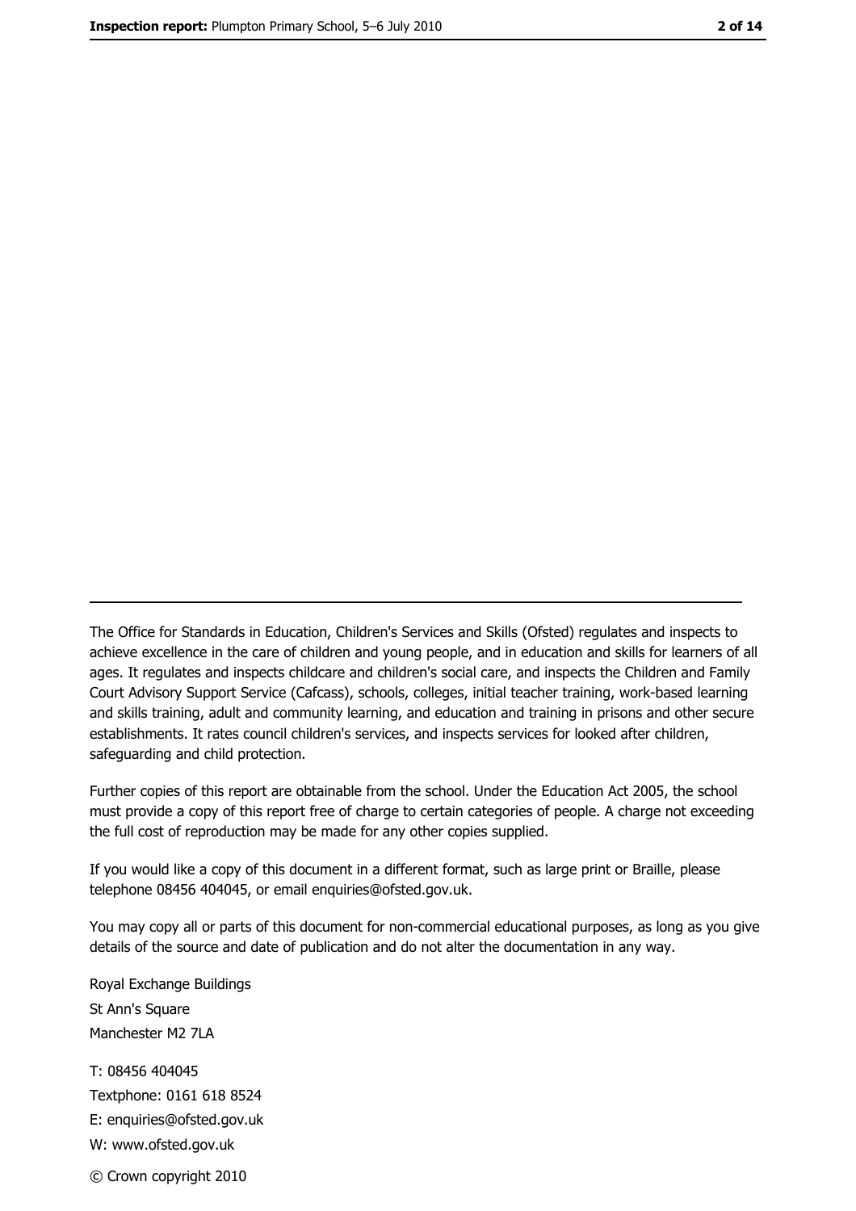The Office for Standards in Education, Children's Services and Skills (Ofsted) regulates and inspects to achieve excellence in the care of children and young people, and in education and skills for learners of all ages. It regulates and inspects childcare and children's social care, and inspects the Children and Family Court Advisory Support Service (Cafcass), schools, colleges, initial teacher training, work-based learning and skills training, adult and community learning, and education and training in prisons and other secure establishments. It rates council children's services, and inspects services for looked after children, safeguarding and child protection.

Further copies of this report are obtainable from the school. Under the Education Act 2005, the school must provide a copy of this report free of charge to certain categories of people. A charge not exceeding the full cost of reproduction may be made for any other copies supplied.

If you would like a copy of this document in a different format, such as large print or Braille, please telephone 08456 404045, or email enquiries@ofsted.gov.uk.

You may copy all or parts of this document for non-commercial educational purposes, as long as you give details of the source and date of publication and do not alter the documentation in any way.

Royal Exchange Buildings
St Ann's Square
Manchester M2 7LA

T: 08456 404045
Textphone: 0161 618 8524
E: enquiries@ofsted.gov.uk
W: www.ofsted.gov.uk

© Crown copyright 2010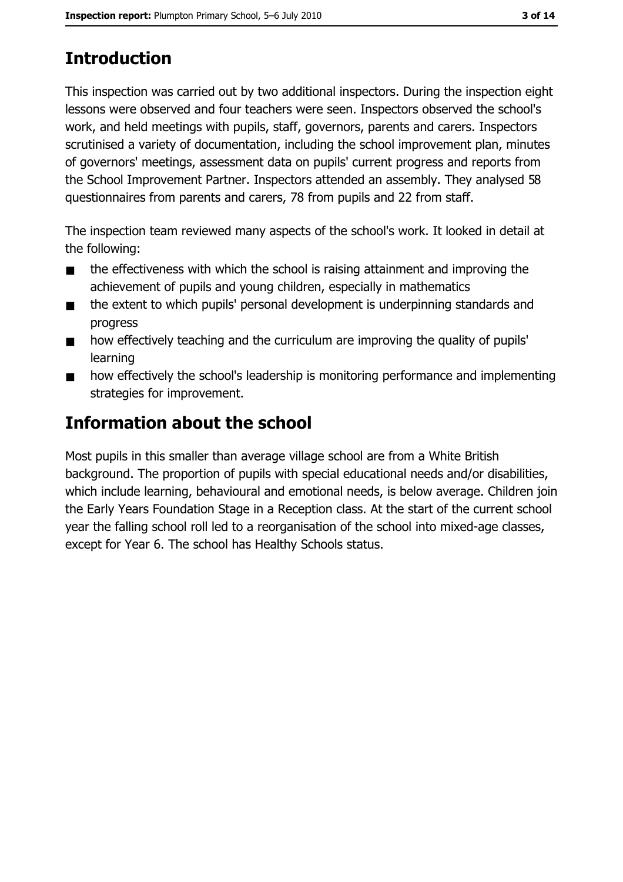## Introduction

This inspection was carried out by two additional inspectors. During the inspection eight lessons were observed and four teachers were seen. Inspectors observed the school's work, and held meetings with pupils, staff, governors, parents and carers. Inspectors scrutinised a variety of documentation, including the school improvement plan, minutes of governors' meetings, assessment data on pupils' current progress and reports from the School Improvement Partner. Inspectors attended an assembly. They analysed 58 questionnaires from parents and carers, 78 from pupils and 22 from staff.

The inspection team reviewed many aspects of the school's work. It looked in detail at the following:

- the effectiveness with which the school is raising attainment and improving the achievement of pupils and young children, especially in mathematics
- the extent to which pupils' personal development is underpinning standards and progress
- how effectively teaching and the curriculum are improving the quality of pupils' learning
- how effectively the school's leadership is monitoring performance and implementing strategies for improvement.

## Information about the school

Most pupils in this smaller than average village school are from a White British background. The proportion of pupils with special educational needs and/or disabilities, which include learning, behavioural and emotional needs, is below average. Children join the Early Years Foundation Stage in a Reception class. At the start of the current school year the falling school roll led to a reorganisation of the school into mixed-age classes, except for Year 6. The school has Healthy Schools status.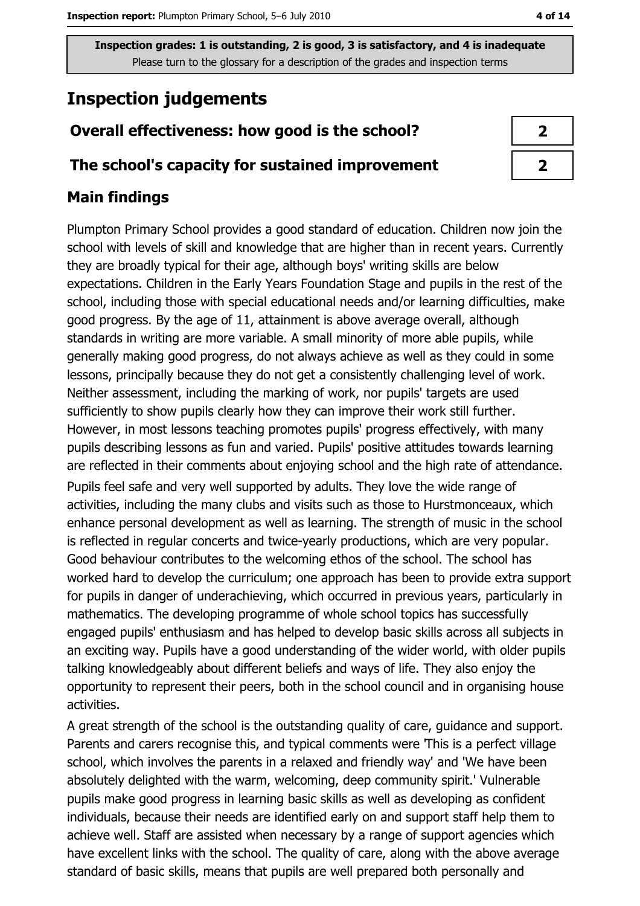**Inspection grades: 1 is outstanding, 2 is good, 3 is satisfactory, and 4 is inadequate**
Please turn to the glossary for a description of the grades and inspection terms

# Inspection judgements

| | |
|---|---|
| **Overall effectiveness: how good is the school?** | **2** |
| **The school's capacity for sustained improvement** | **2** |

## Main findings

Plumpton Primary School provides a good standard of education. Children now join the school with levels of skill and knowledge that are higher than in recent years. Currently they are broadly typical for their age, although boys' writing skills are below expectations. Children in the Early Years Foundation Stage and pupils in the rest of the school, including those with special educational needs and/or learning difficulties, make good progress. By the age of 11, attainment is above average overall, although standards in writing are more variable. A small minority of more able pupils, while generally making good progress, do not always achieve as well as they could in some lessons, principally because they do not get a consistently challenging level of work. Neither assessment, including the marking of work, nor pupils' targets are used sufficiently to show pupils clearly how they can improve their work still further. However, in most lessons teaching promotes pupils' progress effectively, with many pupils describing lessons as fun and varied. Pupils' positive attitudes towards learning are reflected in their comments about enjoying school and the high rate of attendance.

Pupils feel safe and very well supported by adults. They love the wide range of activities, including the many clubs and visits such as those to Hurstmonceaux, which enhance personal development as well as learning. The strength of music in the school is reflected in regular concerts and twice-yearly productions, which are very popular. Good behaviour contributes to the welcoming ethos of the school. The school has worked hard to develop the curriculum; one approach has been to provide extra support for pupils in danger of underachieving, which occurred in previous years, particularly in mathematics. The developing programme of whole school topics has successfully engaged pupils' enthusiasm and has helped to develop basic skills across all subjects in an exciting way. Pupils have a good understanding of the wider world, with older pupils talking knowledgeably about different beliefs and ways of life. They also enjoy the opportunity to represent their peers, both in the school council and in organising house activities.

A great strength of the school is the outstanding quality of care, guidance and support. Parents and carers recognise this, and typical comments were 'This is a perfect village school, which involves the parents in a relaxed and friendly way' and 'We have been absolutely delighted with the warm, welcoming, deep community spirit.' Vulnerable pupils make good progress in learning basic skills as well as developing as confident individuals, because their needs are identified early on and support staff help them to achieve well. Staff are assisted when necessary by a range of support agencies which have excellent links with the school. The quality of care, along with the above average standard of basic skills, means that pupils are well prepared both personally and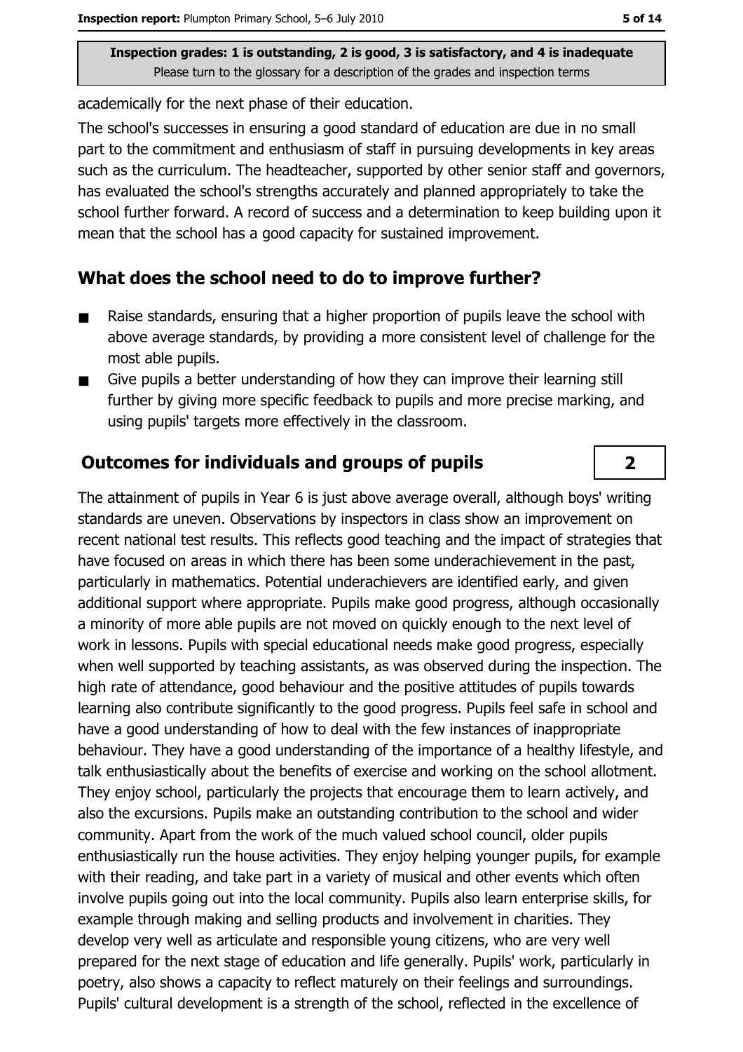academically for the next phase of their education.

The school's successes in ensuring a good standard of education are due in no small part to the commitment and enthusiasm of staff in pursuing developments in key areas such as the curriculum. The headteacher, supported by other senior staff and governors, has evaluated the school's strengths accurately and planned appropriately to take the school further forward. A record of success and a determination to keep building upon it mean that the school has a good capacity for sustained improvement.

## What does the school need to do to improve further?

- Raise standards, ensuring that a higher proportion of pupils leave the school with above average standards, by providing a more consistent level of challenge for the most able pupils.
- Give pupils a better understanding of how they can improve their learning still further by giving more specific feedback to pupils and more precise marking, and using pupils' targets more effectively in the classroom.

## Outcomes for individuals and groups of pupils — 2

The attainment of pupils in Year 6 is just above average overall, although boys' writing standards are uneven. Observations by inspectors in class show an improvement on recent national test results. This reflects good teaching and the impact of strategies that have focused on areas in which there has been some underachievement in the past, particularly in mathematics. Potential underachievers are identified early, and given additional support where appropriate. Pupils make good progress, although occasionally a minority of more able pupils are not moved on quickly enough to the next level of work in lessons. Pupils with special educational needs make good progress, especially when well supported by teaching assistants, as was observed during the inspection. The high rate of attendance, good behaviour and the positive attitudes of pupils towards learning also contribute significantly to the good progress. Pupils feel safe in school and have a good understanding of how to deal with the few instances of inappropriate behaviour. They have a good understanding of the importance of a healthy lifestyle, and talk enthusiastically about the benefits of exercise and working on the school allotment. They enjoy school, particularly the projects that encourage them to learn actively, and also the excursions. Pupils make an outstanding contribution to the school and wider community. Apart from the work of the much valued school council, older pupils enthusiastically run the house activities. They enjoy helping younger pupils, for example with their reading, and take part in a variety of musical and other events which often involve pupils going out into the local community. Pupils also learn enterprise skills, for example through making and selling products and involvement in charities. They develop very well as articulate and responsible young citizens, who are very well prepared for the next stage of education and life generally. Pupils' work, particularly in poetry, also shows a capacity to reflect maturely on their feelings and surroundings. Pupils' cultural development is a strength of the school, reflected in the excellence of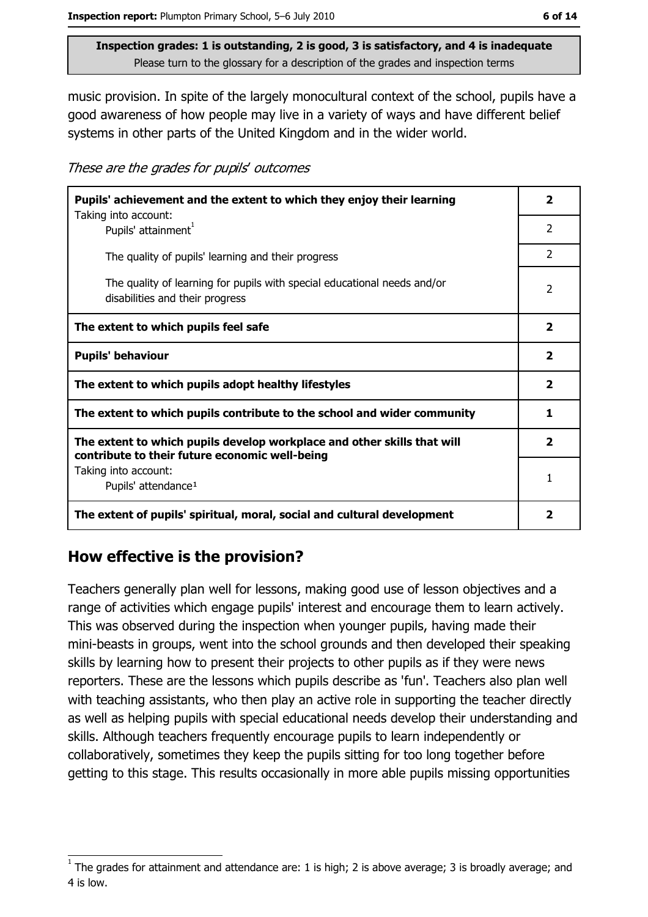Inspection grades: 1 is outstanding, 2 is good, 3 is satisfactory, and 4 is inadequate
Please turn to the glossary for a description of the grades and inspection terms

music provision. In spite of the largely monocultural context of the school, pupils have a good awareness of how people may live in a variety of ways and have different belief systems in other parts of the United Kingdom and in the wider world.

*These are the grades for pupils' outcomes*

| | |
|---|---|
| **Pupils' achievement and the extent to which they enjoy their learning** Taking into account: | **2** |
| Pupils' attainment[1] | 2 |
| The quality of pupils' learning and their progress | 2 |
| The quality of learning for pupils with special educational needs and/or disabilities and their progress | 2 |
| **The extent to which pupils feel safe** | **2** |
| **Pupils' behaviour** | **2** |
| **The extent to which pupils adopt healthy lifestyles** | **2** |
| **The extent to which pupils contribute to the school and wider community** | **1** |
| **The extent to which pupils develop workplace and other skills that will contribute to their future economic well-being** | **2** |
| Taking into account: Pupils' attendance[1] | 1 |
| **The extent of pupils' spiritual, moral, social and cultural development** | **2** |

## How effective is the provision?

Teachers generally plan well for lessons, making good use of lesson objectives and a range of activities which engage pupils' interest and encourage them to learn actively. This was observed during the inspection when younger pupils, having made their mini-beasts in groups, went into the school grounds and then developed their speaking skills by learning how to present their projects to other pupils as if they were news reporters. These are the lessons which pupils describe as 'fun'. Teachers also plan well with teaching assistants, who then play an active role in supporting the teacher directly as well as helping pupils with special educational needs develop their understanding and skills. Although teachers frequently encourage pupils to learn independently or collaboratively, sometimes they keep the pupils sitting for too long together before getting to this stage. This results occasionally in more able pupils missing opportunities

[1] The grades for attainment and attendance are: 1 is high; 2 is above average; 3 is broadly average; and 4 is low.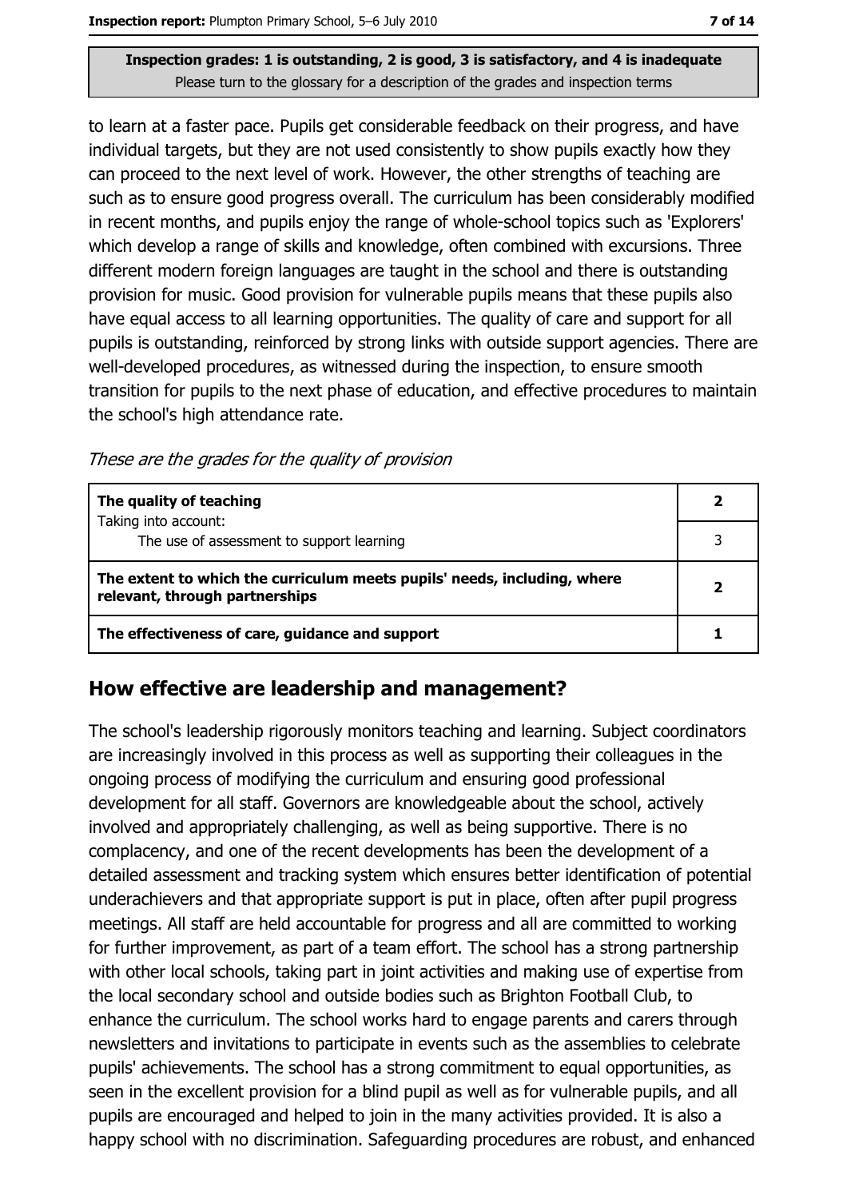Inspection grades: 1 is outstanding, 2 is good, 3 is satisfactory, and 4 is inadequate
Please turn to the glossary for a description of the grades and inspection terms

to learn at a faster pace. Pupils get considerable feedback on their progress, and have individual targets, but they are not used consistently to show pupils exactly how they can proceed to the next level of work. However, the other strengths of teaching are such as to ensure good progress overall. The curriculum has been considerably modified in recent months, and pupils enjoy the range of whole-school topics such as 'Explorers' which develop a range of skills and knowledge, often combined with excursions. Three different modern foreign languages are taught in the school and there is outstanding provision for music. Good provision for vulnerable pupils means that these pupils also have equal access to all learning opportunities. The quality of care and support for all pupils is outstanding, reinforced by strong links with outside support agencies. There are well-developed procedures, as witnessed during the inspection, to ensure smooth transition for pupils to the next phase of education, and effective procedures to maintain the school's high attendance rate.

*These are the grades for the quality of provision*

| | |
|---|---|
| **The quality of teaching** | **2** |
| Taking into account: The use of assessment to support learning | 3 |
| **The extent to which the curriculum meets pupils' needs, including, where relevant, through partnerships** | **2** |
| **The effectiveness of care, guidance and support** | **1** |

## How effective are leadership and management?

The school's leadership rigorously monitors teaching and learning. Subject coordinators are increasingly involved in this process as well as supporting their colleagues in the ongoing process of modifying the curriculum and ensuring good professional development for all staff. Governors are knowledgeable about the school, actively involved and appropriately challenging, as well as being supportive. There is no complacency, and one of the recent developments has been the development of a detailed assessment and tracking system which ensures better identification of potential underachievers and that appropriate support is put in place, often after pupil progress meetings. All staff are held accountable for progress and all are committed to working for further improvement, as part of a team effort. The school has a strong partnership with other local schools, taking part in joint activities and making use of expertise from the local secondary school and outside bodies such as Brighton Football Club, to enhance the curriculum. The school works hard to engage parents and carers through newsletters and invitations to participate in events such as the assemblies to celebrate pupils' achievements. The school has a strong commitment to equal opportunities, as seen in the excellent provision for a blind pupil as well as for vulnerable pupils, and all pupils are encouraged and helped to join in the many activities provided. It is also a happy school with no discrimination. Safeguarding procedures are robust, and enhanced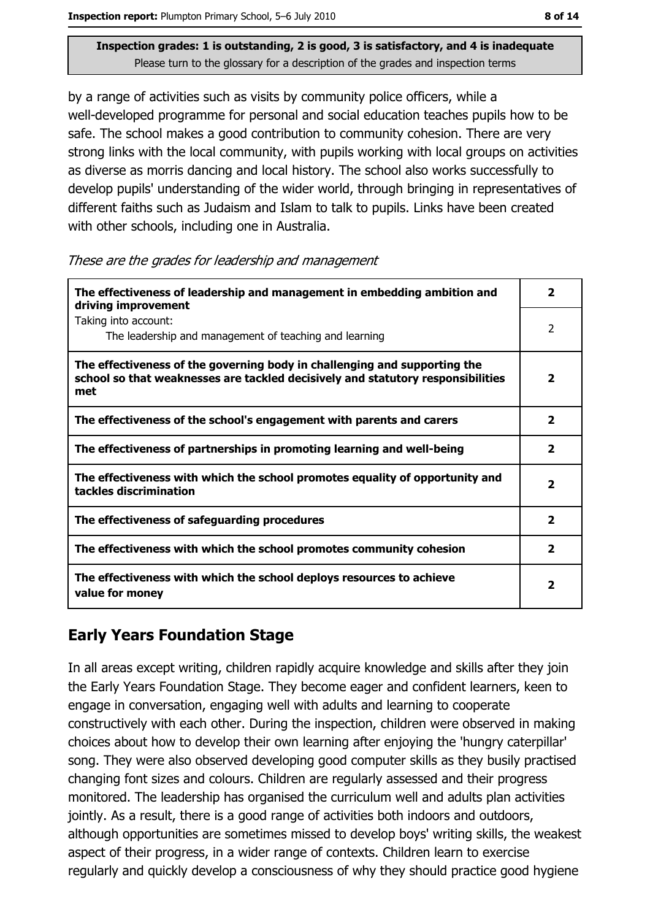**Inspection grades: 1 is outstanding, 2 is good, 3 is satisfactory, and 4 is inadequate**
Please turn to the glossary for a description of the grades and inspection terms

by a range of activities such as visits by community police officers, while a well-developed programme for personal and social education teaches pupils how to be safe. The school makes a good contribution to community cohesion. There are very strong links with the local community, with pupils working with local groups on activities as diverse as morris dancing and local history. The school also works successfully to develop pupils' understanding of the wider world, through bringing in representatives of different faiths such as Judaism and Islam to talk to pupils. Links have been created with other schools, including one in Australia.

*These are the grades for leadership and management*

| | |
|---|---|
| **The effectiveness of leadership and management in embedding ambition and driving improvement** | **2** |
| Taking into account: The leadership and management of teaching and learning | 2 |
| **The effectiveness of the governing body in challenging and supporting the school so that weaknesses are tackled decisively and statutory responsibilities met** | **2** |
| **The effectiveness of the school's engagement with parents and carers** | **2** |
| **The effectiveness of partnerships in promoting learning and well-being** | **2** |
| **The effectiveness with which the school promotes equality of opportunity and tackles discrimination** | **2** |
| **The effectiveness of safeguarding procedures** | **2** |
| **The effectiveness with which the school promotes community cohesion** | **2** |
| **The effectiveness with which the school deploys resources to achieve value for money** | **2** |

## Early Years Foundation Stage

In all areas except writing, children rapidly acquire knowledge and skills after they join the Early Years Foundation Stage. They become eager and confident learners, keen to engage in conversation, engaging well with adults and learning to cooperate constructively with each other. During the inspection, children were observed in making choices about how to develop their own learning after enjoying the 'hungry caterpillar' song. They were also observed developing good computer skills as they busily practised changing font sizes and colours. Children are regularly assessed and their progress monitored. The leadership has organised the curriculum well and adults plan activities jointly. As a result, there is a good range of activities both indoors and outdoors, although opportunities are sometimes missed to develop boys' writing skills, the weakest aspect of their progress, in a wider range of contexts. Children learn to exercise regularly and quickly develop a consciousness of why they should practice good hygiene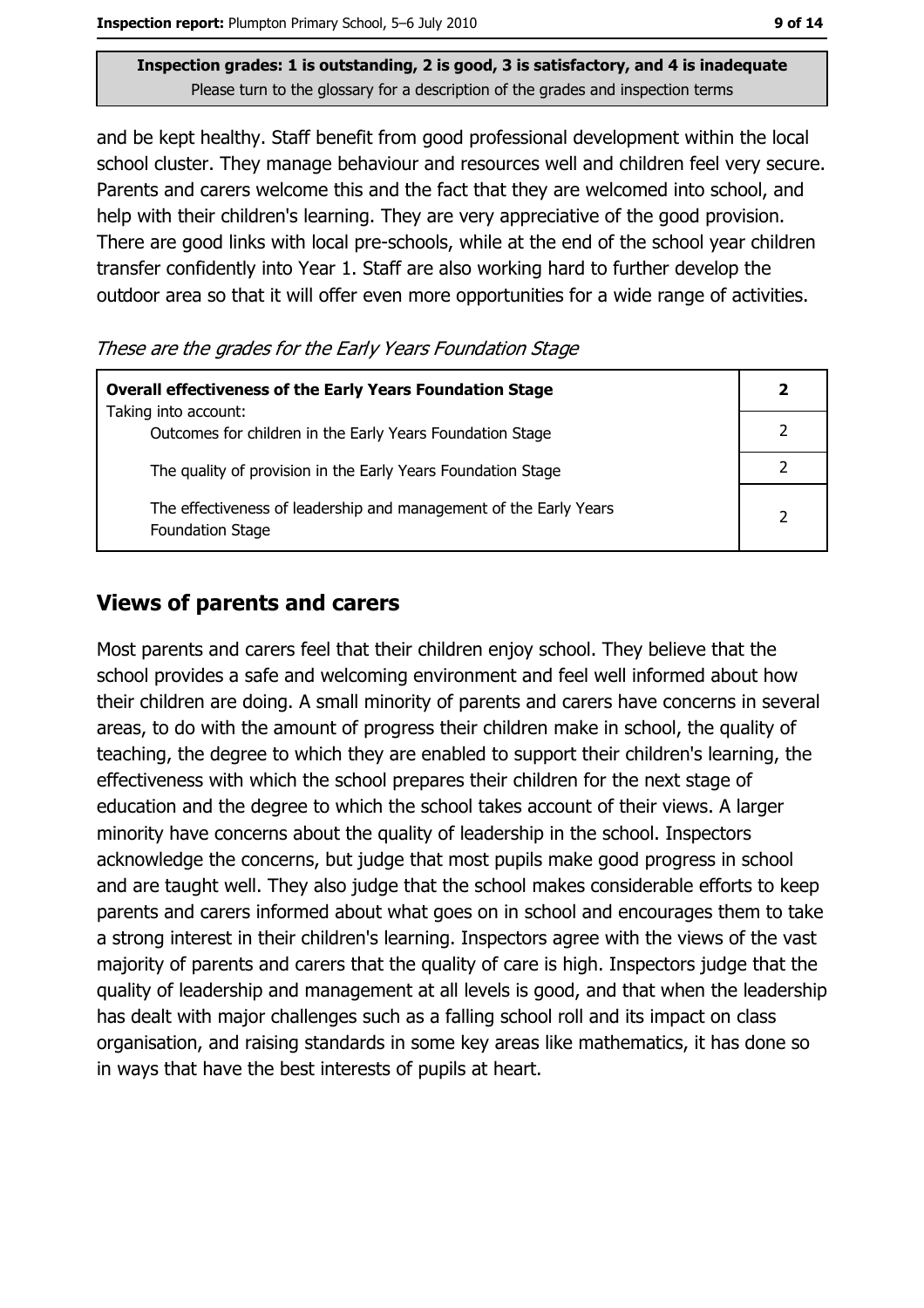and be kept healthy. Staff benefit from good professional development within the local school cluster. They manage behaviour and resources well and children feel very secure. Parents and carers welcome this and the fact that they are welcomed into school, and help with their children's learning. They are very appreciative of the good provision. There are good links with local pre-schools, while at the end of the school year children transfer confidently into Year 1. Staff are also working hard to further develop the outdoor area so that it will offer even more opportunities for a wide range of activities.

*These are the grades for the Early Years Foundation Stage*

| **Overall effectiveness of the Early Years Foundation Stage** Taking into account: | **2** |
|---|---|
| Outcomes for children in the Early Years Foundation Stage | 2 |
| The quality of provision in the Early Years Foundation Stage | 2 |
| The effectiveness of leadership and management of the Early Years Foundation Stage | 2 |

## Views of parents and carers

Most parents and carers feel that their children enjoy school. They believe that the school provides a safe and welcoming environment and feel well informed about how their children are doing. A small minority of parents and carers have concerns in several areas, to do with the amount of progress their children make in school, the quality of teaching, the degree to which they are enabled to support their children's learning, the effectiveness with which the school prepares their children for the next stage of education and the degree to which the school takes account of their views. A larger minority have concerns about the quality of leadership in the school. Inspectors acknowledge the concerns, but judge that most pupils make good progress in school and are taught well. They also judge that the school makes considerable efforts to keep parents and carers informed about what goes on in school and encourages them to take a strong interest in their children's learning. Inspectors agree with the views of the vast majority of parents and carers that the quality of care is high. Inspectors judge that the quality of leadership and management at all levels is good, and that when the leadership has dealt with major challenges such as a falling school roll and its impact on class organisation, and raising standards in some key areas like mathematics, it has done so in ways that have the best interests of pupils at heart.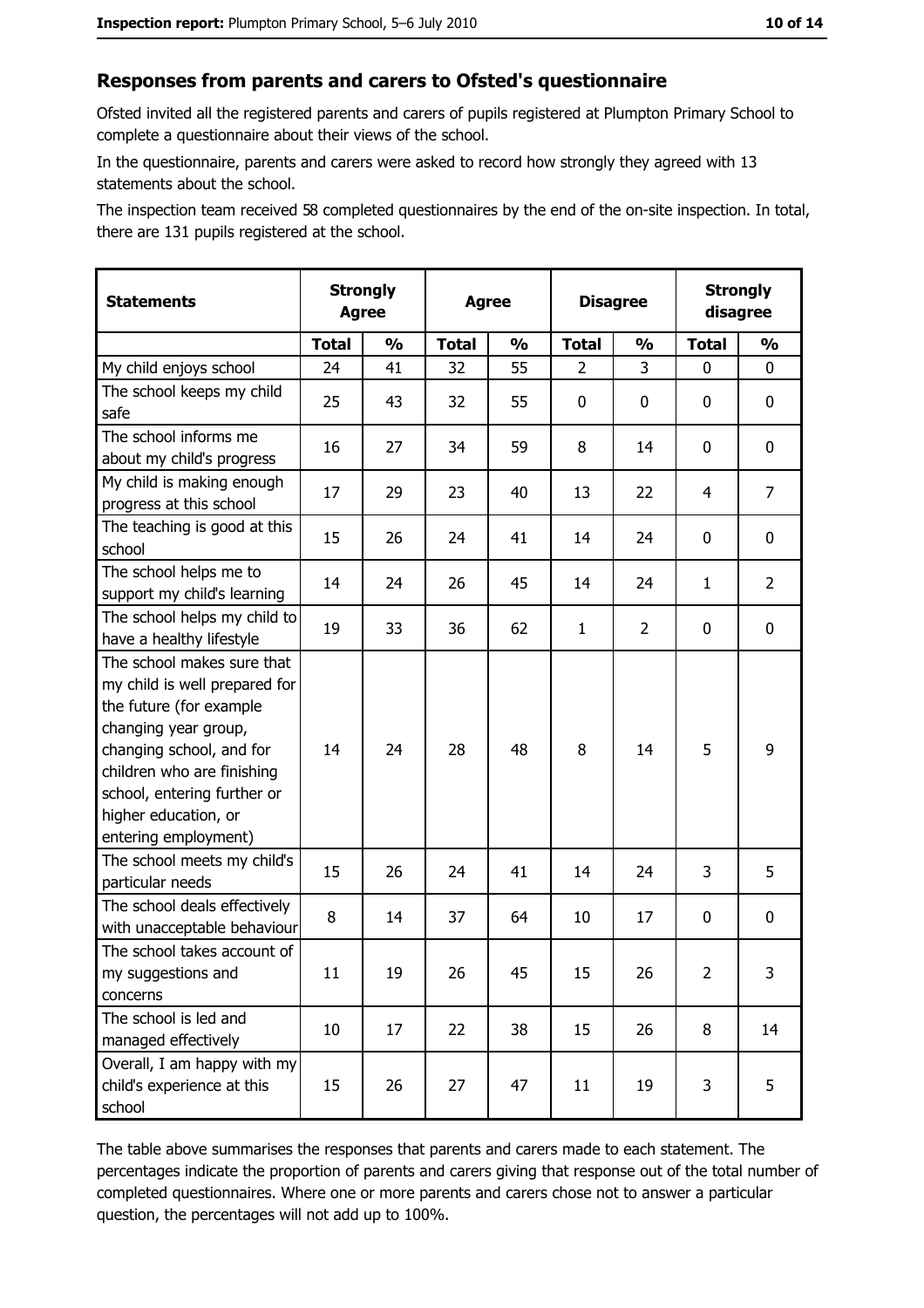## Responses from parents and carers to Ofsted's questionnaire

Ofsted invited all the registered parents and carers of pupils registered at Plumpton Primary School to complete a questionnaire about their views of the school.

In the questionnaire, parents and carers were asked to record how strongly they agreed with 13 statements about the school.

The inspection team received 58 completed questionnaires by the end of the on-site inspection. In total, there are 131 pupils registered at the school.

| Statements | Strongly Agree | | Agree | | Disagree | | Strongly disagree | |
|---|---|---|---|---|---|---|---|---|
| | Total | % | Total | % | Total | % | Total | % |
| My child enjoys school | 24 | 41 | 32 | 55 | 2 | 3 | 0 | 0 |
| The school keeps my child safe | 25 | 43 | 32 | 55 | 0 | 0 | 0 | 0 |
| The school informs me about my child's progress | 16 | 27 | 34 | 59 | 8 | 14 | 0 | 0 |
| My child is making enough progress at this school | 17 | 29 | 23 | 40 | 13 | 22 | 4 | 7 |
| The teaching is good at this school | 15 | 26 | 24 | 41 | 14 | 24 | 0 | 0 |
| The school helps me to support my child's learning | 14 | 24 | 26 | 45 | 14 | 24 | 1 | 2 |
| The school helps my child to have a healthy lifestyle | 19 | 33 | 36 | 62 | 1 | 2 | 0 | 0 |
| The school makes sure that my child is well prepared for the future (for example changing year group, changing school, and for children who are finishing school, entering further or higher education, or entering employment) | 14 | 24 | 28 | 48 | 8 | 14 | 5 | 9 |
| The school meets my child's particular needs | 15 | 26 | 24 | 41 | 14 | 24 | 3 | 5 |
| The school deals effectively with unacceptable behaviour | 8 | 14 | 37 | 64 | 10 | 17 | 0 | 0 |
| The school takes account of my suggestions and concerns | 11 | 19 | 26 | 45 | 15 | 26 | 2 | 3 |
| The school is led and managed effectively | 10 | 17 | 22 | 38 | 15 | 26 | 8 | 14 |
| Overall, I am happy with my child's experience at this school | 15 | 26 | 27 | 47 | 11 | 19 | 3 | 5 |

The table above summarises the responses that parents and carers made to each statement. The percentages indicate the proportion of parents and carers giving that response out of the total number of completed questionnaires. Where one or more parents and carers chose not to answer a particular question, the percentages will not add up to 100%.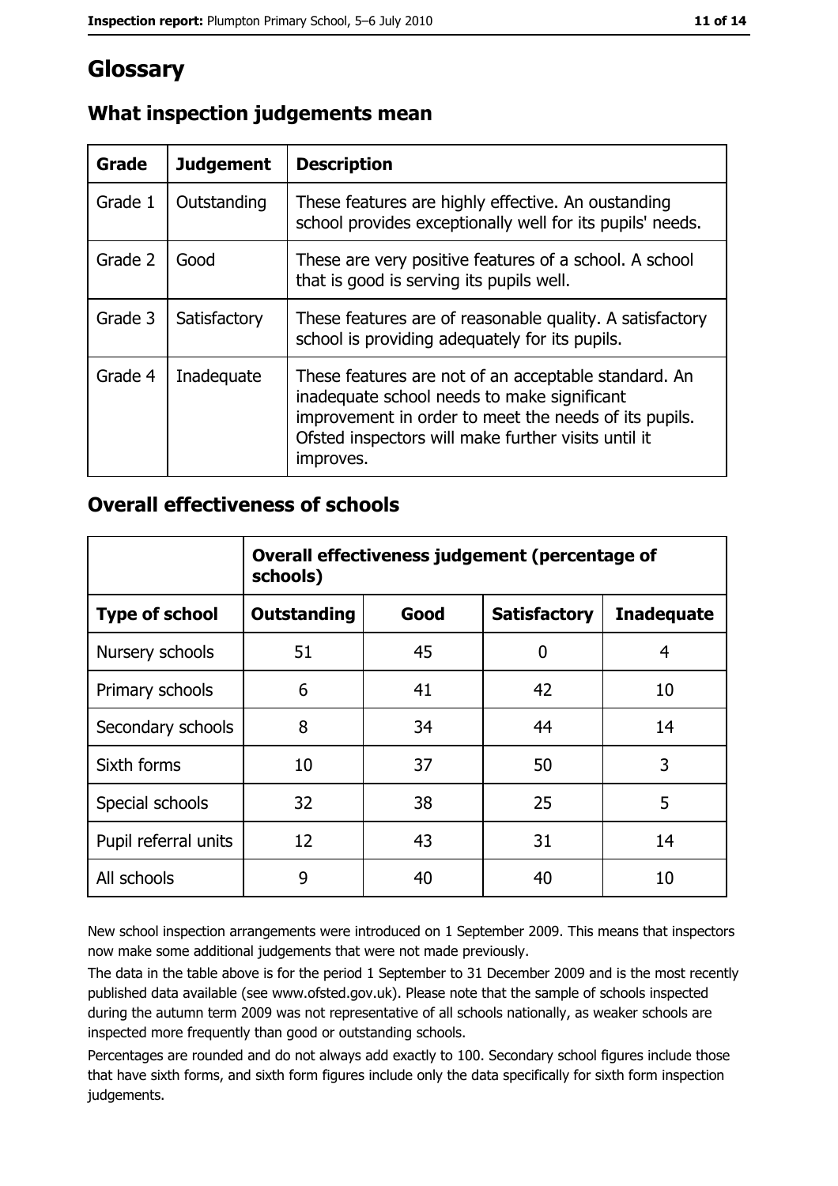# Glossary

## What inspection judgements mean

| Grade | Judgement | Description |
|---|---|---|
| Grade 1 | Outstanding | These features are highly effective. An oustanding school provides exceptionally well for its pupils' needs. |
| Grade 2 | Good | These are very positive features of a school. A school that is good is serving its pupils well. |
| Grade 3 | Satisfactory | These features are of reasonable quality. A satisfactory school is providing adequately for its pupils. |
| Grade 4 | Inadequate | These features are not of an acceptable standard. An inadequate school needs to make significant improvement in order to meet the needs of its pupils. Ofsted inspectors will make further visits until it improves. |

## Overall effectiveness of schools

| | Overall effectiveness judgement (percentage of schools) | | | |
|---|---|---|---|---|
| **Type of school** | **Outstanding** | **Good** | **Satisfactory** | **Inadequate** |
| Nursery schools | 51 | 45 | 0 | 4 |
| Primary schools | 6 | 41 | 42 | 10 |
| Secondary schools | 8 | 34 | 44 | 14 |
| Sixth forms | 10 | 37 | 50 | 3 |
| Special schools | 32 | 38 | 25 | 5 |
| Pupil referral units | 12 | 43 | 31 | 14 |
| All schools | 9 | 40 | 40 | 10 |

New school inspection arrangements were introduced on 1 September 2009. This means that inspectors now make some additional judgements that were not made previously.

The data in the table above is for the period 1 September to 31 December 2009 and is the most recently published data available (see www.ofsted.gov.uk). Please note that the sample of schools inspected during the autumn term 2009 was not representative of all schools nationally, as weaker schools are inspected more frequently than good or outstanding schools.

Percentages are rounded and do not always add exactly to 100. Secondary school figures include those that have sixth forms, and sixth form figures include only the data specifically for sixth form inspection judgements.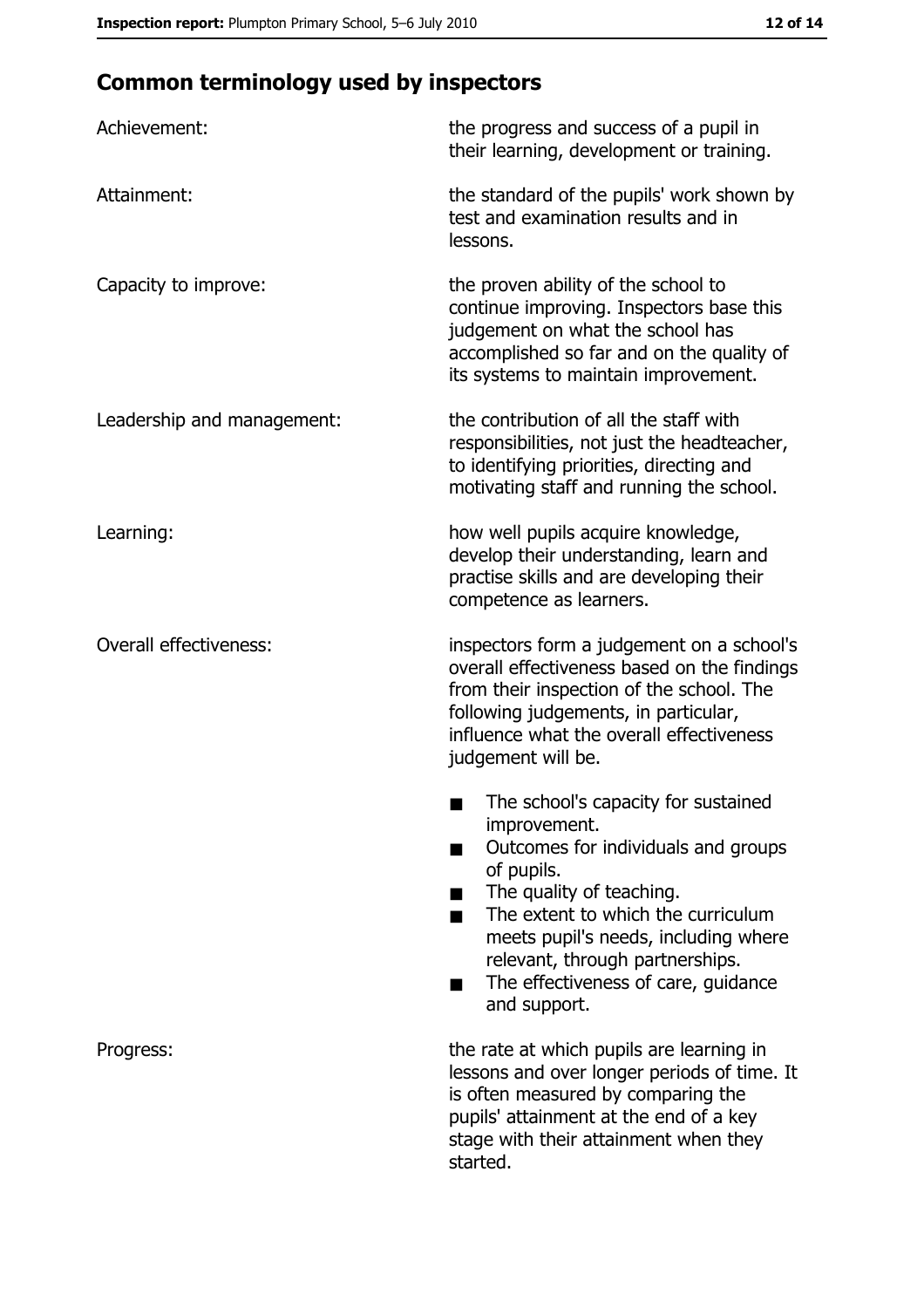## Common terminology used by inspectors

| | |
|---|---|
| Achievement: | the progress and success of a pupil in their learning, development or training. |
| Attainment: | the standard of the pupils' work shown by test and examination results and in lessons. |
| Capacity to improve: | the proven ability of the school to continue improving. Inspectors base this judgement on what the school has accomplished so far and on the quality of its systems to maintain improvement. |
| Leadership and management: | the contribution of all the staff with responsibilities, not just the headteacher, to identifying priorities, directing and motivating staff and running the school. |
| Learning: | how well pupils acquire knowledge, develop their understanding, learn and practise skills and are developing their competence as learners. |
| Overall effectiveness: | inspectors form a judgement on a school's overall effectiveness based on the findings from their inspection of the school. The following judgements, in particular, influence what the overall effectiveness judgement will be.<br>■ The school's capacity for sustained improvement.<br>■ Outcomes for individuals and groups of pupils.<br>■ The quality of teaching.<br>■ The extent to which the curriculum meets pupil's needs, including where relevant, through partnerships.<br>■ The effectiveness of care, guidance and support. |
| Progress: | the rate at which pupils are learning in lessons and over longer periods of time. It is often measured by comparing the pupils' attainment at the end of a key stage with their attainment when they started. |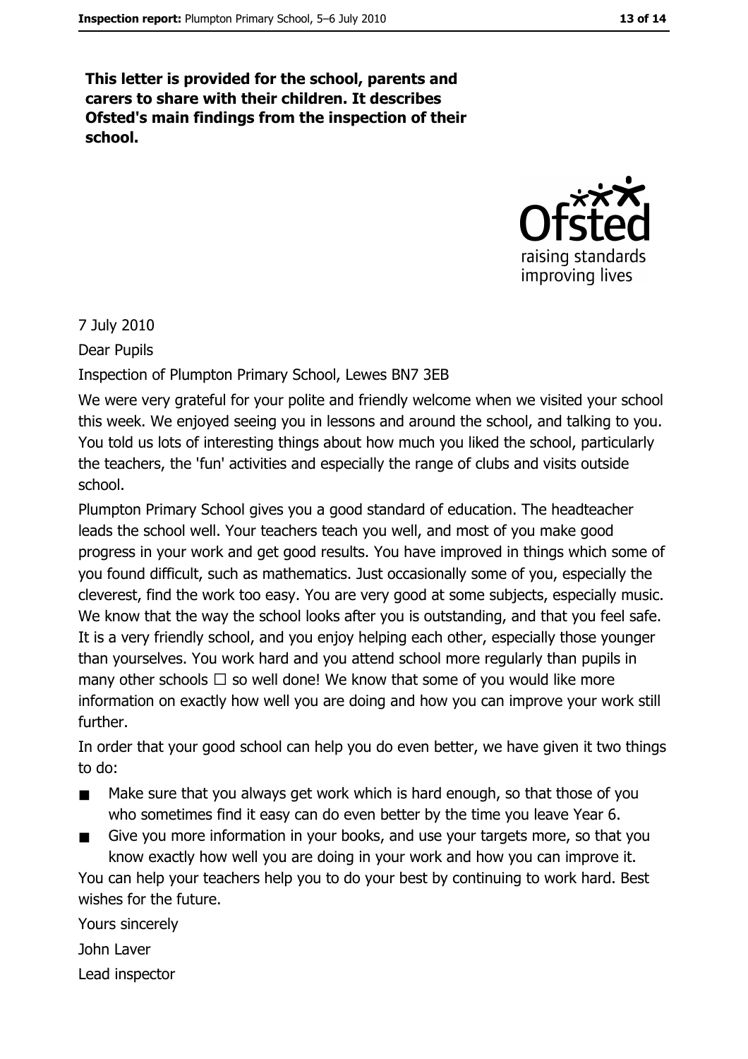**This letter is provided for the school, parents and carers to share with their children. It describes Ofsted's main findings from the inspection of their school.**

7 July 2010

Dear Pupils

Inspection of Plumpton Primary School, Lewes BN7 3EB

We were very grateful for your polite and friendly welcome when we visited your school this week. We enjoyed seeing you in lessons and around the school, and talking to you. You told us lots of interesting things about how much you liked the school, particularly the teachers, the 'fun' activities and especially the range of clubs and visits outside school.

Plumpton Primary School gives you a good standard of education. The headteacher leads the school well. Your teachers teach you well, and most of you make good progress in your work and get good results. You have improved in things which some of you found difficult, such as mathematics. Just occasionally some of you, especially the cleverest, find the work too easy. You are very good at some subjects, especially music. We know that the way the school looks after you is outstanding, and that you feel safe. It is a very friendly school, and you enjoy helping each other, especially those younger than yourselves. You work hard and you attend school more regularly than pupils in many other schools ☐ so well done! We know that some of you would like more information on exactly how well you are doing and how you can improve your work still further.

In order that your good school can help you do even better, we have given it two things to do:

- Make sure that you always get work which is hard enough, so that those of you who sometimes find it easy can do even better by the time you leave Year 6.
- Give you more information in your books, and use your targets more, so that you know exactly how well you are doing in your work and how you can improve it.

You can help your teachers help you to do your best by continuing to work hard. Best wishes for the future.

Yours sincerely

John Laver

Lead inspector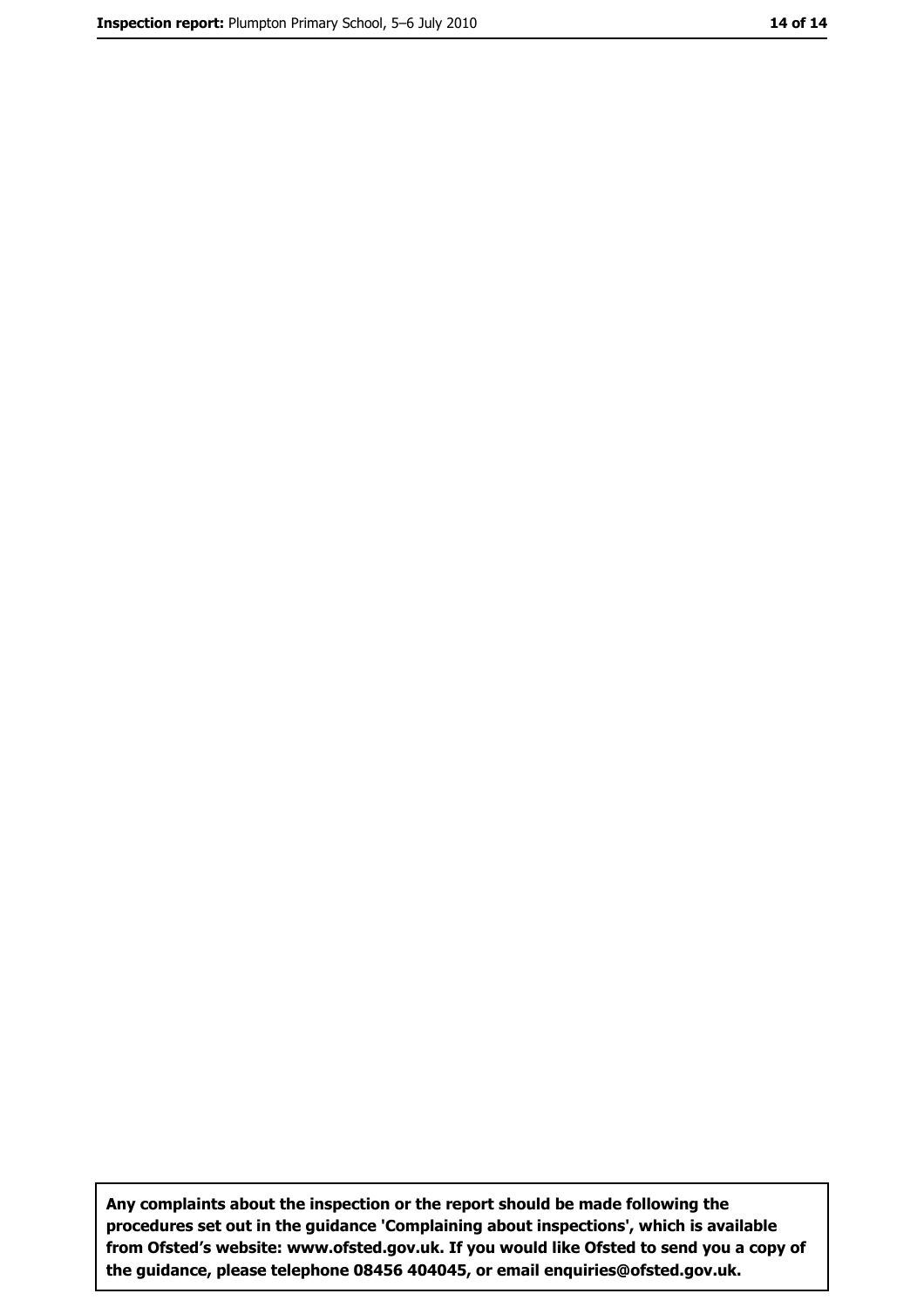**Any complaints about the inspection or the report should be made following the procedures set out in the guidance 'Complaining about inspections', which is available from Ofsted's website: www.ofsted.gov.uk. If you would like Ofsted to send you a copy of the guidance, please telephone 08456 404045, or email enquiries@ofsted.gov.uk.**